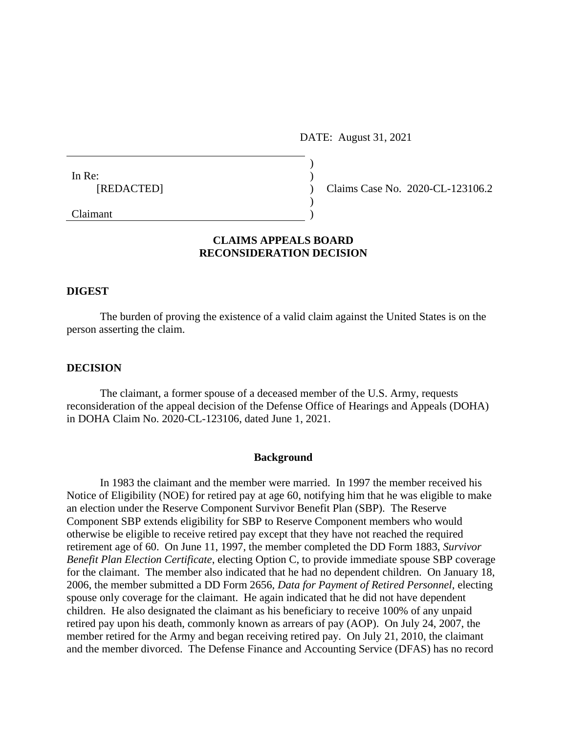DATE: August 31, 2021

In Re:
[REDACTED]

Claimant

Claims Case No. 2020-CL-123106.2

## CLAIMS APPEALS BOARD
## RECONSIDERATION DECISION

### DIGEST

The burden of proving the existence of a valid claim against the United States is on the person asserting the claim.

### DECISION

The claimant, a former spouse of a deceased member of the U.S. Army, requests reconsideration of the appeal decision of the Defense Office of Hearings and Appeals (DOHA) in DOHA Claim No. 2020-CL-123106, dated June 1, 2021.

#### Background

In 1983 the claimant and the member were married. In 1997 the member received his Notice of Eligibility (NOE) for retired pay at age 60, notifying him that he was eligible to make an election under the Reserve Component Survivor Benefit Plan (SBP). The Reserve Component SBP extends eligibility for SBP to Reserve Component members who would otherwise be eligible to receive retired pay except that they have not reached the required retirement age of 60. On June 11, 1997, the member completed the DD Form 1883, *Survivor Benefit Plan Election Certificate*, electing Option C, to provide immediate spouse SBP coverage for the claimant. The member also indicated that he had no dependent children. On January 18, 2006, the member submitted a DD Form 2656, *Data for Payment of Retired Personnel*, electing spouse only coverage for the claimant. He again indicated that he did not have dependent children. He also designated the claimant as his beneficiary to receive 100% of any unpaid retired pay upon his death, commonly known as arrears of pay (AOP). On July 24, 2007, the member retired for the Army and began receiving retired pay. On July 21, 2010, the claimant and the member divorced. The Defense Finance and Accounting Service (DFAS) has no record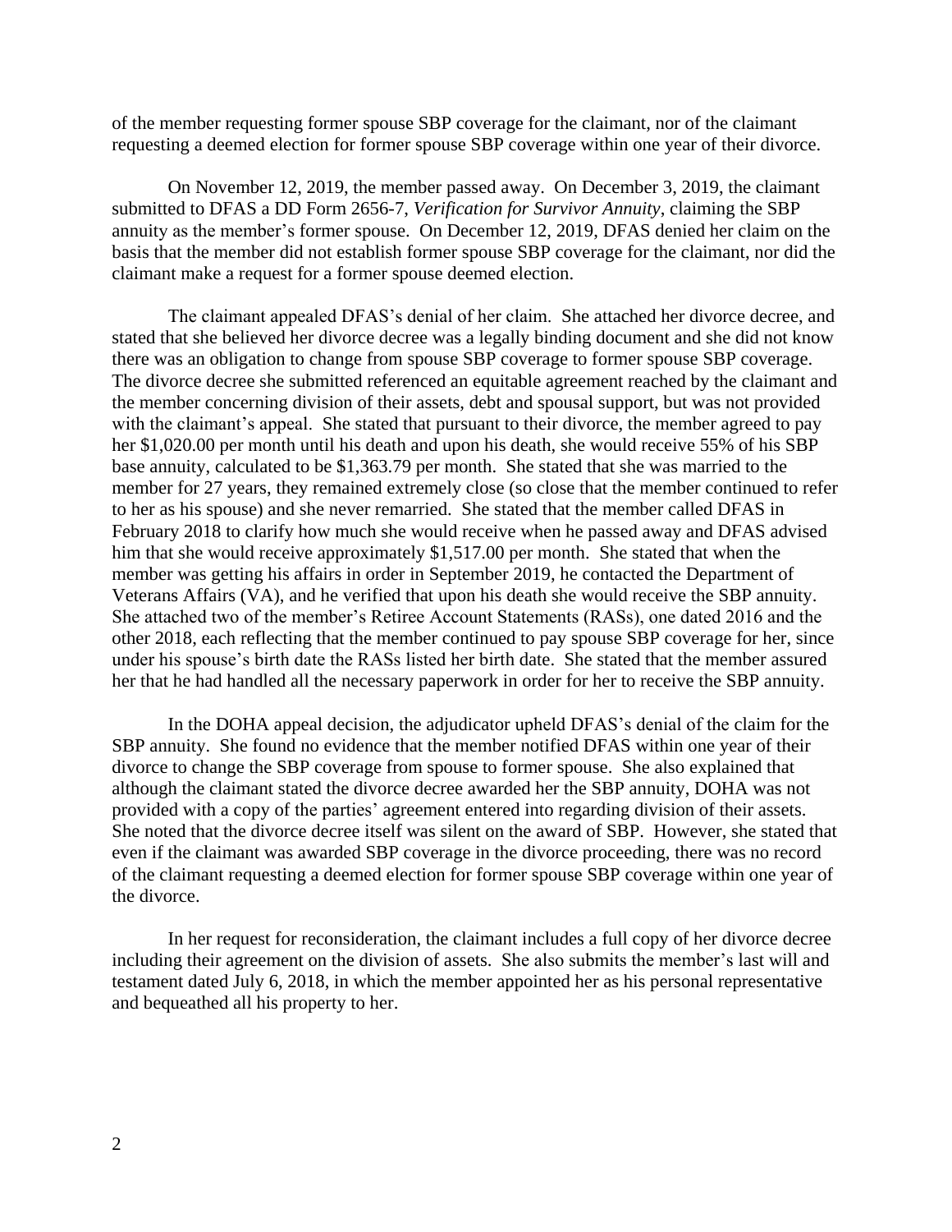of the member requesting former spouse SBP coverage for the claimant, nor of the claimant requesting a deemed election for former spouse SBP coverage within one year of their divorce.

On November 12, 2019, the member passed away. On December 3, 2019, the claimant submitted to DFAS a DD Form 2656-7, *Verification for Survivor Annuity*, claiming the SBP annuity as the member's former spouse. On December 12, 2019, DFAS denied her claim on the basis that the member did not establish former spouse SBP coverage for the claimant, nor did the claimant make a request for a former spouse deemed election.

The claimant appealed DFAS's denial of her claim. She attached her divorce decree, and stated that she believed her divorce decree was a legally binding document and she did not know there was an obligation to change from spouse SBP coverage to former spouse SBP coverage. The divorce decree she submitted referenced an equitable agreement reached by the claimant and the member concerning division of their assets, debt and spousal support, but was not provided with the claimant's appeal. She stated that pursuant to their divorce, the member agreed to pay her $1,020.00 per month until his death and upon his death, she would receive 55% of his SBP base annuity, calculated to be $1,363.79 per month. She stated that she was married to the member for 27 years, they remained extremely close (so close that the member continued to refer to her as his spouse) and she never remarried. She stated that the member called DFAS in February 2018 to clarify how much she would receive when he passed away and DFAS advised him that she would receive approximately $1,517.00 per month. She stated that when the member was getting his affairs in order in September 2019, he contacted the Department of Veterans Affairs (VA), and he verified that upon his death she would receive the SBP annuity. She attached two of the member's Retiree Account Statements (RASs), one dated 2016 and the other 2018, each reflecting that the member continued to pay spouse SBP coverage for her, since under his spouse's birth date the RASs listed her birth date. She stated that the member assured her that he had handled all the necessary paperwork in order for her to receive the SBP annuity.

In the DOHA appeal decision, the adjudicator upheld DFAS's denial of the claim for the SBP annuity. She found no evidence that the member notified DFAS within one year of their divorce to change the SBP coverage from spouse to former spouse. She also explained that although the claimant stated the divorce decree awarded her the SBP annuity, DOHA was not provided with a copy of the parties' agreement entered into regarding division of their assets. She noted that the divorce decree itself was silent on the award of SBP. However, she stated that even if the claimant was awarded SBP coverage in the divorce proceeding, there was no record of the claimant requesting a deemed election for former spouse SBP coverage within one year of the divorce.

In her request for reconsideration, the claimant includes a full copy of her divorce decree including their agreement on the division of assets. She also submits the member's last will and testament dated July 6, 2018, in which the member appointed her as his personal representative and bequeathed all his property to her.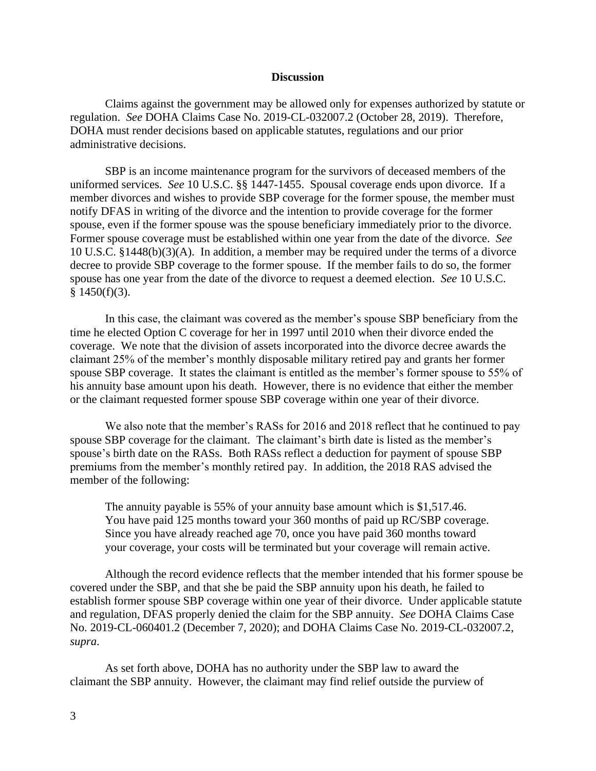### Discussion

Claims against the government may be allowed only for expenses authorized by statute or regulation. *See* DOHA Claims Case No. 2019-CL-032007.2 (October 28, 2019). Therefore, DOHA must render decisions based on applicable statutes, regulations and our prior administrative decisions.

SBP is an income maintenance program for the survivors of deceased members of the uniformed services. *See* 10 U.S.C. §§ 1447-1455. Spousal coverage ends upon divorce. If a member divorces and wishes to provide SBP coverage for the former spouse, the member must notify DFAS in writing of the divorce and the intention to provide coverage for the former spouse, even if the former spouse was the spouse beneficiary immediately prior to the divorce. Former spouse coverage must be established within one year from the date of the divorce. *See* 10 U.S.C. §1448(b)(3)(A). In addition, a member may be required under the terms of a divorce decree to provide SBP coverage to the former spouse. If the member fails to do so, the former spouse has one year from the date of the divorce to request a deemed election. *See* 10 U.S.C. § 1450(f)(3).

In this case, the claimant was covered as the member's spouse SBP beneficiary from the time he elected Option C coverage for her in 1997 until 2010 when their divorce ended the coverage. We note that the division of assets incorporated into the divorce decree awards the claimant 25% of the member's monthly disposable military retired pay and grants her former spouse SBP coverage. It states the claimant is entitled as the member's former spouse to 55% of his annuity base amount upon his death. However, there is no evidence that either the member or the claimant requested former spouse SBP coverage within one year of their divorce.

We also note that the member's RASs for 2016 and 2018 reflect that he continued to pay spouse SBP coverage for the claimant. The claimant's birth date is listed as the member's spouse's birth date on the RASs. Both RASs reflect a deduction for payment of spouse SBP premiums from the member's monthly retired pay. In addition, the 2018 RAS advised the member of the following:

> The annuity payable is 55% of your annuity base amount which is $1,517.46. You have paid 125 months toward your 360 months of paid up RC/SBP coverage. Since you have already reached age 70, once you have paid 360 months toward your coverage, your costs will be terminated but your coverage will remain active.

Although the record evidence reflects that the member intended that his former spouse be covered under the SBP, and that she be paid the SBP annuity upon his death, he failed to establish former spouse SBP coverage within one year of their divorce. Under applicable statute and regulation, DFAS properly denied the claim for the SBP annuity. *See* DOHA Claims Case No. 2019-CL-060401.2 (December 7, 2020); and DOHA Claims Case No. 2019-CL-032007.2, *supra*.

As set forth above, DOHA has no authority under the SBP law to award the claimant the SBP annuity. However, the claimant may find relief outside the purview of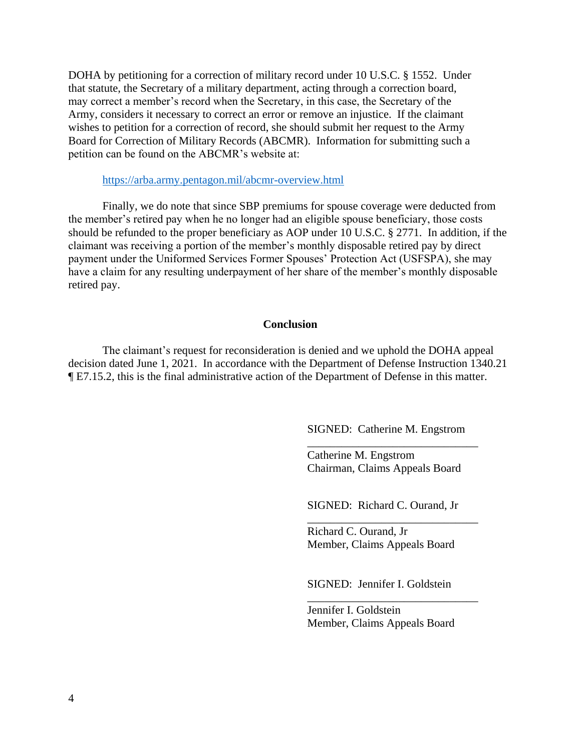DOHA by petitioning for a correction of military record under 10 U.S.C. § 1552. Under that statute, the Secretary of a military department, acting through a correction board, may correct a member's record when the Secretary, in this case, the Secretary of the Army, considers it necessary to correct an error or remove an injustice. If the claimant wishes to petition for a correction of record, she should submit her request to the Army Board for Correction of Military Records (ABCMR). Information for submitting such a petition can be found on the ABCMR's website at:

https://arba.army.pentagon.mil/abcmr-overview.html

Finally, we do note that since SBP premiums for spouse coverage were deducted from the member's retired pay when he no longer had an eligible spouse beneficiary, those costs should be refunded to the proper beneficiary as AOP under 10 U.S.C. § 2771. In addition, if the claimant was receiving a portion of the member's monthly disposable retired pay by direct payment under the Uniformed Services Former Spouses' Protection Act (USFSPA), she may have a claim for any resulting underpayment of her share of the member's monthly disposable retired pay.

**Conclusion**

The claimant's request for reconsideration is denied and we uphold the DOHA appeal decision dated June 1, 2021. In accordance with the Department of Defense Instruction 1340.21 ¶ E7.15.2, this is the final administrative action of the Department of Defense in this matter.

SIGNED: Catherine M. Engstrom

\_\_\_\_\_\_\_\_\_\_\_\_\_\_\_\_\_\_\_\_\_\_\_\_\_\_\_\_\_\_

Catherine M. Engstrom
Chairman, Claims Appeals Board

SIGNED: Richard C. Ourand, Jr

\_\_\_\_\_\_\_\_\_\_\_\_\_\_\_\_\_\_\_\_\_\_\_\_\_\_\_\_\_\_

Richard C. Ourand, Jr
Member, Claims Appeals Board

SIGNED: Jennifer I. Goldstein

\_\_\_\_\_\_\_\_\_\_\_\_\_\_\_\_\_\_\_\_\_\_\_\_\_\_\_\_\_\_

Jennifer I. Goldstein
Member, Claims Appeals Board